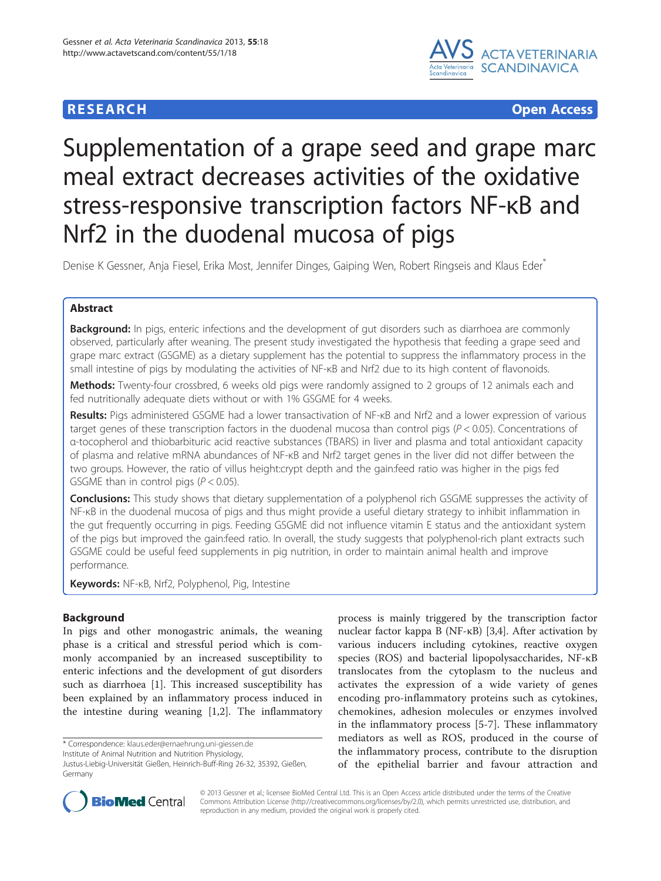**RESEARCH** **Open Access**

# Supplementation of a grape seed and grape marc meal extract decreases activities of the oxidative stress-responsive transcription factors NF-κB and Nrf2 in the duodenal mucosa of pigs

Denise K Gessner, Anja Fiesel, Erika Most, Jennifer Dinges, Gaiping Wen, Robert Ringseis and Klaus Eder*

## Abstract

**Background:** In pigs, enteric infections and the development of gut disorders such as diarrhoea are commonly observed, particularly after weaning. The present study investigated the hypothesis that feeding a grape seed and grape marc extract (GSGME) as a dietary supplement has the potential to suppress the inflammatory process in the small intestine of pigs by modulating the activities of NF-κB and Nrf2 due to its high content of flavonoids.

**Methods:** Twenty-four crossbred, 6 weeks old pigs were randomly assigned to 2 groups of 12 animals each and fed nutritionally adequate diets without or with 1% GSGME for 4 weeks.

**Results:** Pigs administered GSGME had a lower transactivation of NF-κB and Nrf2 and a lower expression of various target genes of these transcription factors in the duodenal mucosa than control pigs ($P < 0.05$). Concentrations of α-tocopherol and thiobarbituric acid reactive substances (TBARS) in liver and plasma and total antioxidant capacity of plasma and relative mRNA abundances of NF-κB and Nrf2 target genes in the liver did not differ between the two groups. However, the ratio of villus height:crypt depth and the gain:feed ratio was higher in the pigs fed GSGME than in control pigs ($P < 0.05$).

**Conclusions:** This study shows that dietary supplementation of a polyphenol rich GSGME suppresses the activity of NF-κB in the duodenal mucosa of pigs and thus might provide a useful dietary strategy to inhibit inflammation in the gut frequently occurring in pigs. Feeding GSGME did not influence vitamin E status and the antioxidant system of the pigs but improved the gain:feed ratio. In overall, the study suggests that polyphenol-rich plant extracts such GSGME could be useful feed supplements in pig nutrition, in order to maintain animal health and improve performance.

**Keywords:** NF-κB, Nrf2, Polyphenol, Pig, Intestine

## Background

In pigs and other monogastric animals, the weaning phase is a critical and stressful period which is commonly accompanied by an increased susceptibility to enteric infections and the development of gut disorders such as diarrhoea [1]. This increased susceptibility has been explained by an inflammatory process induced in the intestine during weaning [1,2]. The inflammatory process is mainly triggered by the transcription factor nuclear factor kappa B (NF-κB) [3,4]. After activation by various inducers including cytokines, reactive oxygen species (ROS) and bacterial lipopolysaccharides, NF-κB translocates from the cytoplasm to the nucleus and activates the expression of a wide variety of genes encoding pro-inflammatory proteins such as cytokines, chemokines, adhesion molecules or enzymes involved in the inflammatory process [5-7]. These inflammatory mediators as well as ROS, produced in the course of the inflammatory process, contribute to the disruption of the epithelial barrier and favour attraction and

* Correspondence: klaus.eder@ernaehrung.uni-giessen.de
Institute of Animal Nutrition and Nutrition Physiology, Justus-Liebig-Universität Gießen, Heinrich-Buff-Ring 26-32, 35392, Gießen, Germany

© 2013 Gessner et al.; licensee BioMed Central Ltd. This is an Open Access article distributed under the terms of the Creative Commons Attribution License (http://creativecommons.org/licenses/by/2.0), which permits unrestricted use, distribution, and reproduction in any medium, provided the original work is properly cited.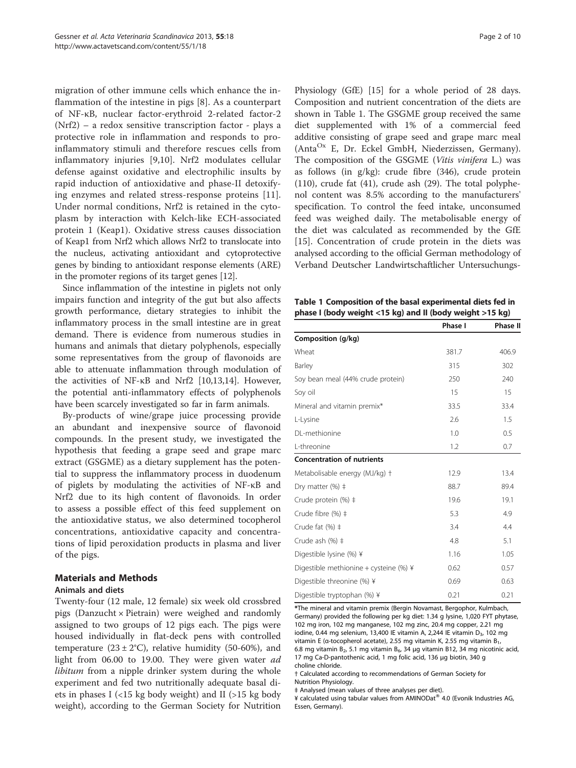migration of other immune cells which enhance the inflammation of the intestine in pigs [8]. As a counterpart of NF-κB, nuclear factor-erythroid 2-related factor-2 (Nrf2) – a redox sensitive transcription factor - plays a protective role in inflammation and responds to pro-inflammatory stimuli and therefore rescues cells from inflammatory injuries [9,10]. Nrf2 modulates cellular defense against oxidative and electrophilic insults by rapid induction of antioxidative and phase-II detoxifying enzymes and related stress-response proteins [11]. Under normal conditions, Nrf2 is retained in the cytoplasm by interaction with Kelch-like ECH-associated protein 1 (Keap1). Oxidative stress causes dissociation of Keap1 from Nrf2 which allows Nrf2 to translocate into the nucleus, activating antioxidant and cytoprotective genes by binding to antioxidant response elements (ARE) in the promoter regions of its target genes [12].

Since inflammation of the intestine in piglets not only impairs function and integrity of the gut but also affects growth performance, dietary strategies to inhibit the inflammatory process in the small intestine are in great demand. There is evidence from numerous studies in humans and animals that dietary polyphenols, especially some representatives from the group of flavonoids are able to attenuate inflammation through modulation of the activities of NF-κB and Nrf2 [10,13,14]. However, the potential anti-inflammatory effects of polyphenols have been scarcely investigated so far in farm animals.

By-products of wine/grape juice processing provide an abundant and inexpensive source of flavonoid compounds. In the present study, we investigated the hypothesis that feeding a grape seed and grape marc extract (GSGME) as a dietary supplement has the potential to suppress the inflammatory process in duodenum of piglets by modulating the activities of NF-κB and Nrf2 due to its high content of flavonoids. In order to assess a possible effect of this feed supplement on the antioxidative status, we also determined tocopherol concentrations, antioxidative capacity and concentrations of lipid peroxidation products in plasma and liver of the pigs.

## Materials and Methods

### Animals and diets

Twenty-four (12 male, 12 female) six week old crossbred pigs (Danzucht × Pietrain) were weighed and randomly assigned to two groups of 12 pigs each. The pigs were housed individually in flat-deck pens with controlled temperature (23 ± 2°C), relative humidity (50-60%), and light from 06.00 to 19.00. They were given water *ad libitum* from a nipple drinker system during the whole experiment and fed two nutritionally adequate basal diets in phases I (<15 kg body weight) and II (>15 kg body weight), according to the German Society for Nutrition Physiology (GfE) [15] for a whole period of 28 days. Composition and nutrient concentration of the diets are shown in Table 1. The GSGME group received the same diet supplemented with 1% of a commercial feed additive consisting of grape seed and grape marc meal (Anta$^{Ox}$ E, Dr. Eckel GmbH, Niederzissen, Germany). The composition of the GSGME (*Vitis vinifera* L.) was as follows (in g/kg): crude fibre (346), crude protein (110), crude fat (41), crude ash (29). The total polyphenol content was 8.5% according to the manufacturers' specification. To control the feed intake, unconsumed feed was weighed daily. The metabolisable energy of the diet was calculated as recommended by the GfE [15]. Concentration of crude protein in the diets was analysed according to the official German methodology of Verband Deutscher Landwirtschaftlicher Untersuchungs-

**Table 1 Composition of the basal experimental diets fed in phase I (body weight <15 kg) and II (body weight >15 kg)**

| | Phase I | Phase II |
|---|---|---|
| **Composition (g/kg)** | | |
| Wheat | 381.7 | 406.9 |
| Barley | 315 | 302 |
| Soy bean meal (44% crude protein) | 250 | 240 |
| Soy oil | 15 | 15 |
| Mineral and vitamin premix* | 33.5 | 33.4 |
| L-Lysine | 2.6 | 1.5 |
| DL-methionine | 1.0 | 0.5 |
| L-threonine | 1.2 | 0.7 |
| **Concentration of nutrients** | | |
| Metabolisable energy (MJ/kg) † | 12.9 | 13.4 |
| Dry matter (%) ‡ | 88.7 | 89.4 |
| Crude protein (%) ‡ | 19.6 | 19.1 |
| Crude fibre (%) ‡ | 5.3 | 4.9 |
| Crude fat (%) ‡ | 3.4 | 4.4 |
| Crude ash (%) ‡ | 4.8 | 5.1 |
| Digestible lysine (%) ¥ | 1.16 | 1.05 |
| Digestible methionine + cysteine (%) ¥ | 0.62 | 0.57 |
| Digestible threonine (%) ¥ | 0.69 | 0.63 |
| Digestible tryptophan (%) ¥ | 0.21 | 0.21 |

*The mineral and vitamin premix (Bergin Novamast, Bergophor, Kulmbach, Germany) provided the following per kg diet: 1.34 g lysine, 1,020 FYT phytase, 102 mg iron, 102 mg manganese, 102 mg zinc, 20.4 mg copper, 2.21 mg iodine, 0.44 mg selenium, 13,400 IE vitamin A, 2,244 IE vitamin $D_3$, 102 mg vitamin E (α-tocopherol acetate), 2.55 mg vitamin K, 2.55 mg vitamin $B_1$, 6.8 mg vitamin $B_2$, 5.1 mg vitamin $B_6$, 34 μg vitamin B12, 34 mg nicotinic acid, 17 mg Ca-D-pantothenic acid, 1 mg folic acid, 136 μg biotin, 340 g choline chloride.

† Calculated according to recommendations of German Society for Nutrition Physiology.

‡ Analysed (mean values of three analyses per diet).

¥ calculated using tabular values from AMINODat® 4.0 (Evonik Industries AG, Essen, Germany).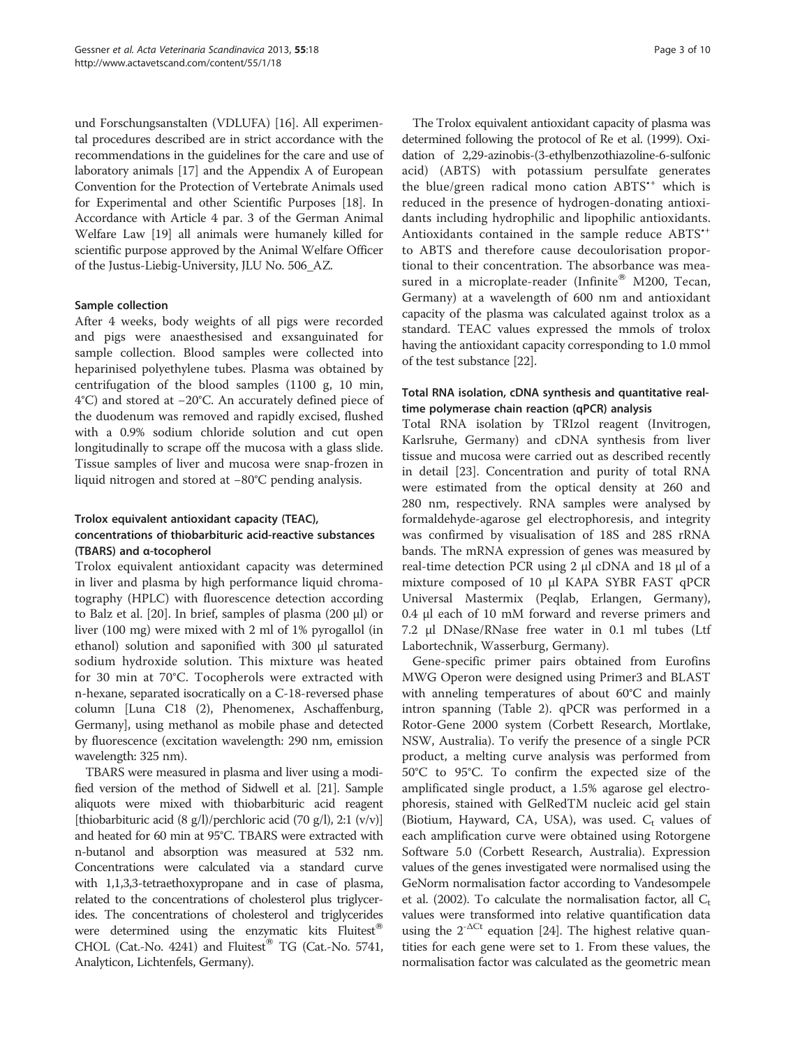und Forschungsanstalten (VDLUFA) [16]. All experimental procedures described are in strict accordance with the recommendations in the guidelines for the care and use of laboratory animals [17] and the Appendix A of European Convention for the Protection of Vertebrate Animals used for Experimental and other Scientific Purposes [18]. In Accordance with Article 4 par. 3 of the German Animal Welfare Law [19] all animals were humanely killed for scientific purpose approved by the Animal Welfare Officer of the Justus-Liebig-University, JLU No. 506_AZ.

### Sample collection

After 4 weeks, body weights of all pigs were recorded and pigs were anaesthesised and exsanguinated for sample collection. Blood samples were collected into heparinised polyethylene tubes. Plasma was obtained by centrifugation of the blood samples (1100 g, 10 min, 4°C) and stored at −20°C. An accurately defined piece of the duodenum was removed and rapidly excised, flushed with a 0.9% sodium chloride solution and cut open longitudinally to scrape off the mucosa with a glass slide. Tissue samples of liver and mucosa were snap-frozen in liquid nitrogen and stored at −80°C pending analysis.

### Trolox equivalent antioxidant capacity (TEAC), concentrations of thiobarbituric acid-reactive substances (TBARS) and α-tocopherol

Trolox equivalent antioxidant capacity was determined in liver and plasma by high performance liquid chromatography (HPLC) with fluorescence detection according to Balz et al. [20]. In brief, samples of plasma (200 μl) or liver (100 mg) were mixed with 2 ml of 1% pyrogallol (in ethanol) solution and saponified with 300 μl saturated sodium hydroxide solution. This mixture was heated for 30 min at 70°C. Tocopherols were extracted with n-hexane, separated isocratically on a C-18-reversed phase column [Luna C18 (2), Phenomenex, Aschaffenburg, Germany], using methanol as mobile phase and detected by fluorescence (excitation wavelength: 290 nm, emission wavelength: 325 nm).

TBARS were measured in plasma and liver using a modified version of the method of Sidwell et al. [21]. Sample aliquots were mixed with thiobarbituric acid reagent [thiobarbituric acid (8 g/l)/perchloric acid (70 g/l), 2:1 (v/v)] and heated for 60 min at 95°C. TBARS were extracted with n-butanol and absorption was measured at 532 nm. Concentrations were calculated via a standard curve with 1,1,3,3-tetraethoxypropane and in case of plasma, related to the concentrations of cholesterol plus triglycerides. The concentrations of cholesterol and triglycerides were determined using the enzymatic kits Fluitest® CHOL (Cat.-No. 4241) and Fluitest® TG (Cat.-No. 5741, Analyticon, Lichtenfels, Germany).

The Trolox equivalent antioxidant capacity of plasma was determined following the protocol of Re et al. (1999). Oxidation of 2,29-azinobis-(3-ethylbenzothiazoline-6-sulfonic acid) (ABTS) with potassium persulfate generates the blue/green radical mono cation $ABTS^{\bullet+}$ which is reduced in the presence of hydrogen-donating antioxidants including hydrophilic and lipophilic antioxidants. Antioxidants contained in the sample reduce $ABTS^{\bullet+}$ to ABTS and therefore cause decoulorisation proportional to their concentration. The absorbance was measured in a microplate-reader (Infinite® M200, Tecan, Germany) at a wavelength of 600 nm and antioxidant capacity of the plasma was calculated against trolox as a standard. TEAC values expressed the mmols of trolox having the antioxidant capacity corresponding to 1.0 mmol of the test substance [22].

### Total RNA isolation, cDNA synthesis and quantitative real-time polymerase chain reaction (qPCR) analysis

Total RNA isolation by TRIzol reagent (Invitrogen, Karlsruhe, Germany) and cDNA synthesis from liver tissue and mucosa were carried out as described recently in detail [23]. Concentration and purity of total RNA were estimated from the optical density at 260 and 280 nm, respectively. RNA samples were analysed by formaldehyde-agarose gel electrophoresis, and integrity was confirmed by visualisation of 18S and 28S rRNA bands. The mRNA expression of genes was measured by real-time detection PCR using 2 μl cDNA and 18 μl of a mixture composed of 10 μl KAPA SYBR FAST qPCR Universal Mastermix (Peqlab, Erlangen, Germany), 0.4 μl each of 10 mM forward and reverse primers and 7.2 μl DNase/RNase free water in 0.1 ml tubes (Ltf Labortechnik, Wasserburg, Germany).

Gene-specific primer pairs obtained from Eurofins MWG Operon were designed using Primer3 and BLAST with anneling temperatures of about 60°C and mainly intron spanning (Table 2). qPCR was performed in a Rotor-Gene 2000 system (Corbett Research, Mortlake, NSW, Australia). To verify the presence of a single PCR product, a melting curve analysis was performed from 50°C to 95°C. To confirm the expected size of the amplificated single product, a 1.5% agarose gel electrophoresis, stained with GelRedTM nucleic acid gel stain (Biotium, Hayward, CA, USA), was used. $C_t$ values of each amplification curve were obtained using Rotorgene Software 5.0 (Corbett Research, Australia). Expression values of the genes investigated were normalised using the GeNorm normalisation factor according to Vandesompele et al. (2002). To calculate the normalisation factor, all $C_t$ values were transformed into relative quantification data using the $2^{-\Delta Ct}$ equation [24]. The highest relative quantities for each gene were set to 1. From these values, the normalisation factor was calculated as the geometric mean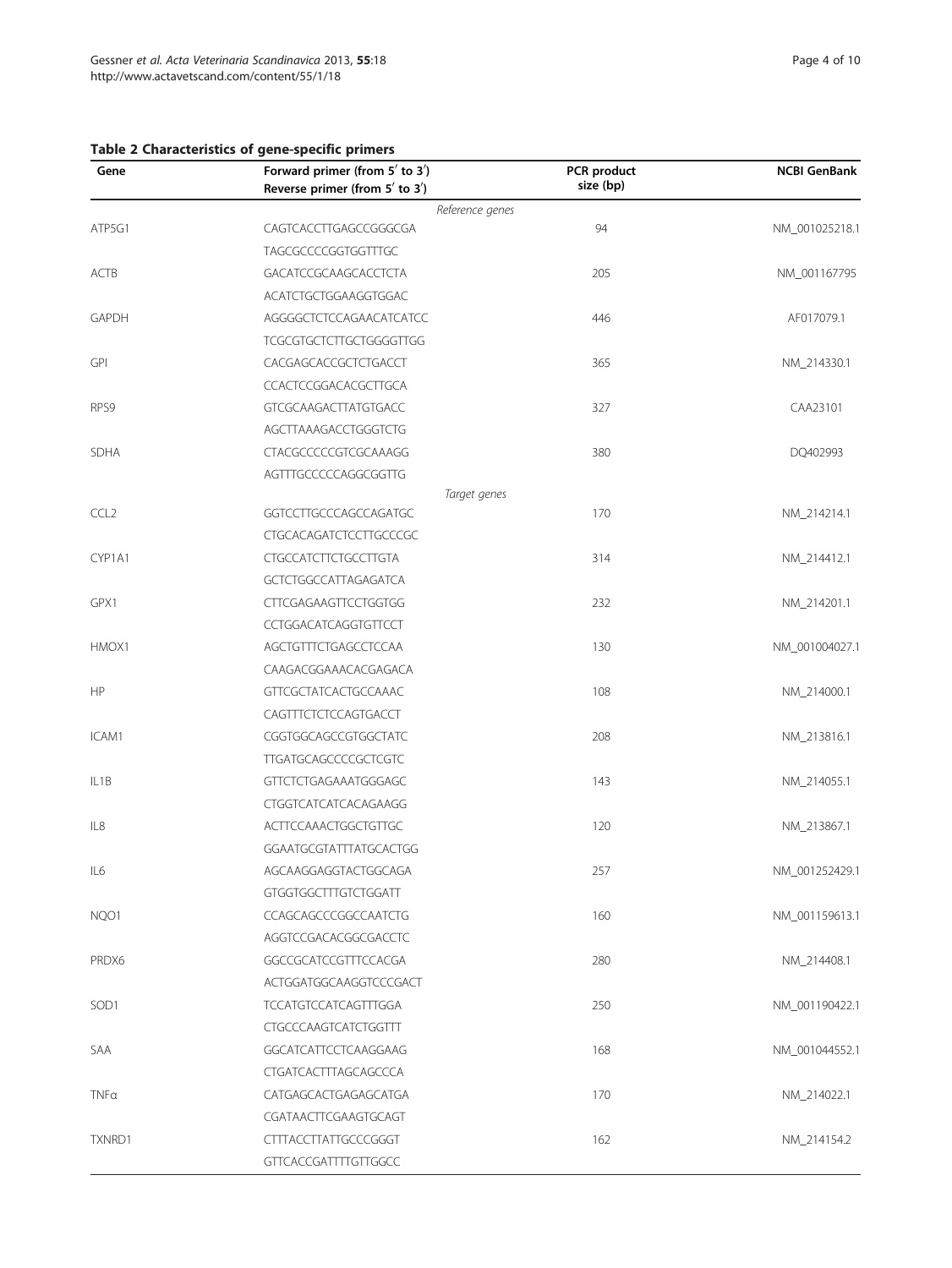**Table 2 Characteristics of gene-specific primers**

| Gene | Forward primer (from 5′ to 3′)<br>Reverse primer (from 5′ to 3′) | PCR product size (bp) | NCBI GenBank |
|---|---|---|---|
| | *Reference genes* | | |
| ATP5G1 | CAGTCACCTTGAGCCGGGCGA<br>TAGCGCCCCGGTGGTTTGC | 94 | NM_001025218.1 |
| ACTB | GACATCCGCAAGCACCTCTA<br>ACATCTGCTGGAAGGTGGAC | 205 | NM_001167795 |
| GAPDH | AGGGGCTCTCCAGAACATCATCC<br>TCGCGTGCTCTTGCTGGGGTTGG | 446 | AF017079.1 |
| GPI | CACGAGCACCGCTCTGACCT<br>CCACTCCGGACACGCTTGCA | 365 | NM_214330.1 |
| RPS9 | GTCGCAAGACTTATGTGACC<br>AGCTTAAAGACCTGGGTCTG | 327 | CAA23101 |
| SDHA | CTACGCCCCCGTCGCAAAGG<br>AGTTTGCCCCCAGGCGGTTG | 380 | DQ402993 |
| | *Target genes* | | |
| CCL2 | GGTCCTTGCCCAGCCAGATGC<br>CTGCACAGATCTCCTTGCCCGC | 170 | NM_214214.1 |
| CYP1A1 | CTGCCATCTTCTGCCTTGTA<br>GCTCTGGCCATTAGAGATCA | 314 | NM_214412.1 |
| GPX1 | CTTCGAGAAGTTCCTGGTGG<br>CCTGGACATCAGGTGTTCCT | 232 | NM_214201.1 |
| HMOX1 | AGCTGTTTCTGAGCCTCCAA<br>CAAGACGGAAACACGAGACA | 130 | NM_001004027.1 |
| HP | GTTCGCTATCACTGCCAAAC<br>CAGTTTCTCTCCAGTGACCT | 108 | NM_214000.1 |
| ICAM1 | CGGTGGCAGCCGTGGCTATC<br>TTGATGCAGCCCCGCTCGTC | 208 | NM_213816.1 |
| IL1B | GTTCTCTGAGAAATGGGAGC<br>CTGGTCATCATCACAGAAGG | 143 | NM_214055.1 |
| IL8 | ACTTCCAAACTGGCTGTTGC<br>GGAATGCGTATTTATGCACTGG | 120 | NM_213867.1 |
| IL6 | AGCAAGGAGGTACTGGCAGA<br>GTGGTGGCTTTGTCTGGATT | 257 | NM_001252429.1 |
| NQO1 | CCAGCAGCCCGGCCAATCTG<br>AGGTCCGACACGGCGACCTC | 160 | NM_001159613.1 |
| PRDX6 | GGCCGCATCCGTTTCCACGA<br>ACTGGATGGCAAGGTCCCGACT | 280 | NM_214408.1 |
| SOD1 | TCCATGTCCATCAGTTTGGA<br>CTGCCCAAGTCATCTGGTTT | 250 | NM_001190422.1 |
| SAA | GGCATCATTCCTCAAGGAAG<br>CTGATCACTTTAGCAGCCCA | 168 | NM_001044552.1 |
| TNFα | CATGAGCACTGAGAGCATGA<br>CGATAACTTCGAAGTGCAGT | 170 | NM_214022.1 |
| TXNRD1 | CTTTACCTTATTGCCCGGGT<br>GTTCACCGATTTTGTTGGCC | 162 | NM_214154.2 |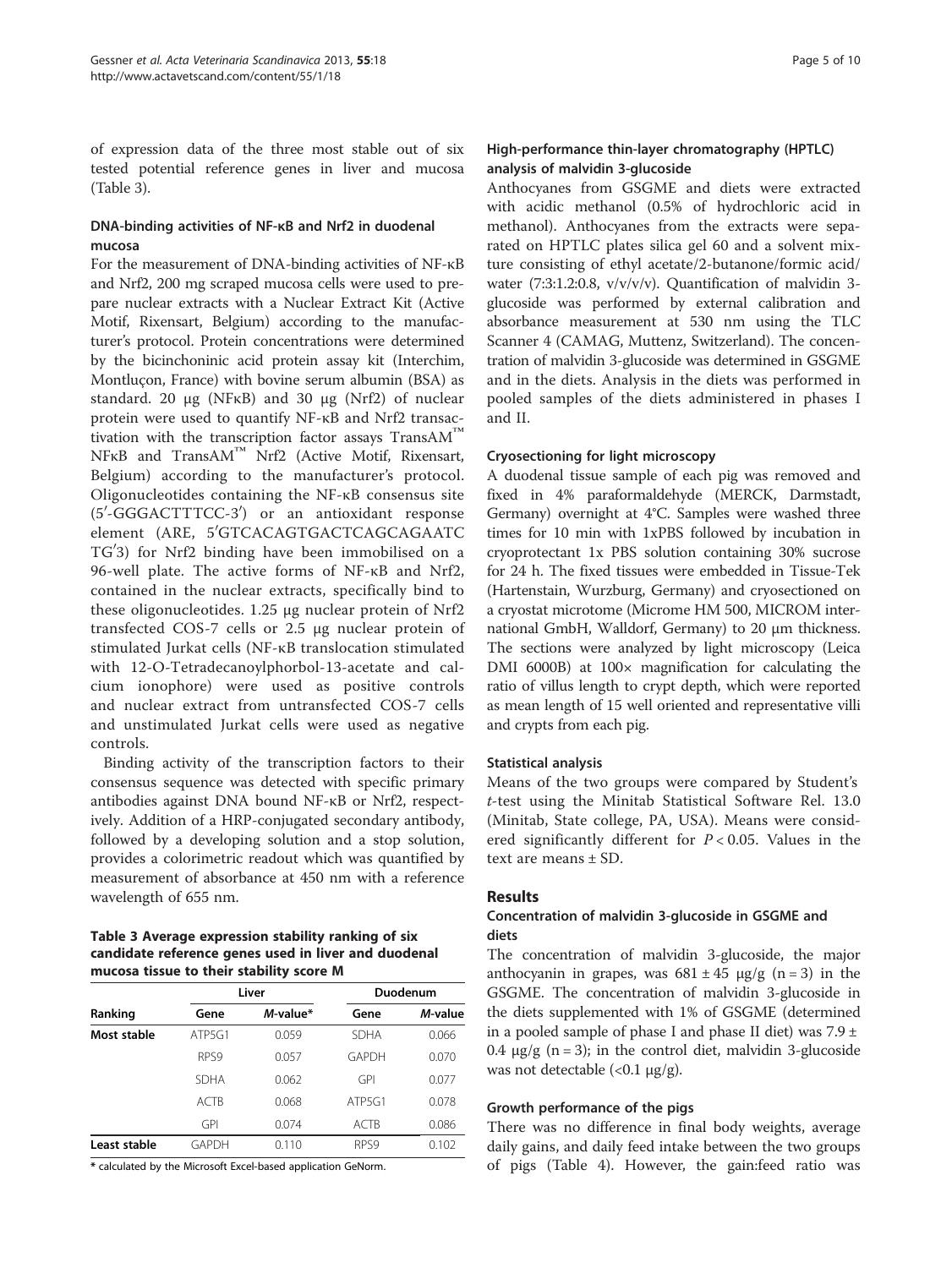of expression data of the three most stable out of six tested potential reference genes in liver and mucosa (Table 3).

### DNA-binding activities of NF-κB and Nrf2 in duodenal mucosa

For the measurement of DNA-binding activities of NF-κB and Nrf2, 200 mg scraped mucosa cells were used to prepare nuclear extracts with a Nuclear Extract Kit (Active Motif, Rixensart, Belgium) according to the manufacturer's protocol. Protein concentrations were determined by the bicinchoninic acid protein assay kit (Interchim, Montluçon, France) with bovine serum albumin (BSA) as standard. 20 μg (NFκB) and 30 μg (Nrf2) of nuclear protein were used to quantify NF-κB and Nrf2 transactivation with the transcription factor assays TransAM™ NFκB and TransAM™ Nrf2 (Active Motif, Rixensart, Belgium) according to the manufacturer's protocol. Oligonucleotides containing the NF-κB consensus site (5′-GGGACTTTCC-3′) or an antioxidant response element (ARE, 5′GTCACAGTGACTCAGCAGAATC TG′3) for Nrf2 binding have been immobilised on a 96-well plate. The active forms of NF-κB and Nrf2, contained in the nuclear extracts, specifically bind to these oligonucleotides. 1.25 μg nuclear protein of Nrf2 transfected COS-7 cells or 2.5 μg nuclear protein of stimulated Jurkat cells (NF-κB translocation stimulated with 12-O-Tetradecanoylphorbol-13-acetate and calcium ionophore) were used as positive controls and nuclear extract from untransfected COS-7 cells and unstimulated Jurkat cells were used as negative controls.

Binding activity of the transcription factors to their consensus sequence was detected with specific primary antibodies against DNA bound NF-κB or Nrf2, respectively. Addition of a HRP-conjugated secondary antibody, followed by a developing solution and a stop solution, provides a colorimetric readout which was quantified by measurement of absorbance at 450 nm with a reference wavelength of 655 nm.

**Table 3 Average expression stability ranking of six candidate reference genes used in liver and duodenal mucosa tissue to their stability score M**

| | Liver | | Duodenum | |
|---|---|---|---|---|
| Ranking | Gene | *M*-value* | Gene | *M*-value |
| **Most stable** | ATP5G1 | 0.059 | SDHA | 0.066 |
| | RPS9 | 0.057 | GAPDH | 0.070 |
| | SDHA | 0.062 | GPI | 0.077 |
| | ACTB | 0.068 | ATP5G1 | 0.078 |
| | GPI | 0.074 | ACTB | 0.086 |
| **Least stable** | GAPDH | 0.110 | RPS9 | 0.102 |

**\*** calculated by the Microsoft Excel-based application GeNorm.

### High-performance thin-layer chromatography (HPTLC) analysis of malvidin 3-glucoside

Anthocyanes from GSGME and diets were extracted with acidic methanol (0.5% of hydrochloric acid in methanol). Anthocyanes from the extracts were separated on HPTLC plates silica gel 60 and a solvent mixture consisting of ethyl acetate/2-butanone/formic acid/water (7:3:1.2:0.8, v/v/v/v). Quantification of malvidin 3-glucoside was performed by external calibration and absorbance measurement at 530 nm using the TLC Scanner 4 (CAMAG, Muttenz, Switzerland). The concentration of malvidin 3-glucoside was determined in GSGME and in the diets. Analysis in the diets was performed in pooled samples of the diets administered in phases I and II.

### Cryosectioning for light microscopy

A duodenal tissue sample of each pig was removed and fixed in 4% paraformaldehyde (MERCK, Darmstadt, Germany) overnight at 4°C. Samples were washed three times for 10 min with 1xPBS followed by incubation in cryoprotectant 1x PBS solution containing 30% sucrose for 24 h. The fixed tissues were embedded in Tissue-Tek (Hartenstain, Wurzburg, Germany) and cryosectioned on a cryostat microtome (Microme HM 500, MICROM international GmbH, Walldorf, Germany) to 20 μm thickness. The sections were analyzed by light microscopy (Leica DMI 6000B) at 100× magnification for calculating the ratio of villus length to crypt depth, which were reported as mean length of 15 well oriented and representative villi and crypts from each pig.

### Statistical analysis

Means of the two groups were compared by Student's *t*-test using the Minitab Statistical Software Rel. 13.0 (Minitab, State college, PA, USA). Means were considered significantly different for $P < 0.05$. Values in the text are means ± SD.

## Results

### Concentration of malvidin 3-glucoside in GSGME and diets

The concentration of malvidin 3-glucoside, the major anthocyanin in grapes, was 681 ± 45 μg/g (n = 3) in the GSGME. The concentration of malvidin 3-glucoside in the diets supplemented with 1% of GSGME (determined in a pooled sample of phase I and phase II diet) was 7.9 ± 0.4 μg/g (n = 3); in the control diet, malvidin 3-glucoside was not detectable (<0.1 μg/g).

### Growth performance of the pigs

There was no difference in final body weights, average daily gains, and daily feed intake between the two groups of pigs (Table 4). However, the gain:feed ratio was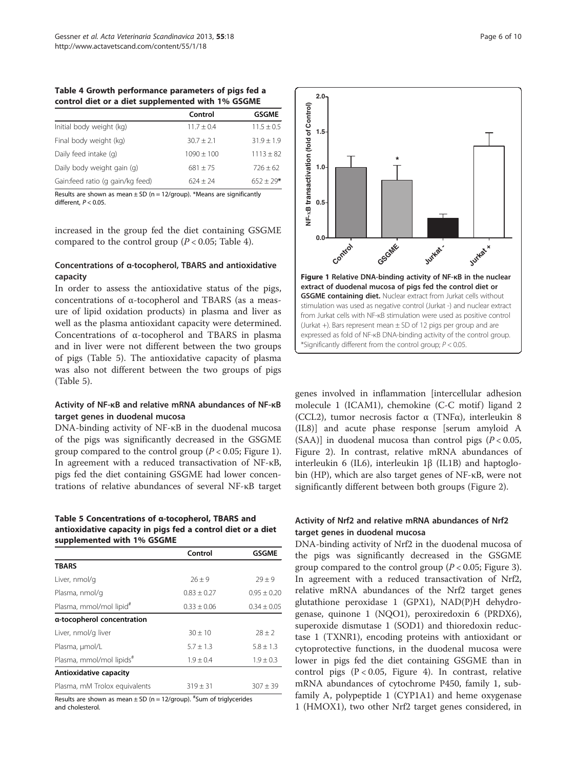**Table 4 Growth performance parameters of pigs fed a control diet or a diet supplemented with 1% GSGME**

| | Control | GSGME |
|---|---|---|
| Initial body weight (kg) | 11.7 ± 0.4 | 11.5 ± 0.5 |
| Final body weight (kg) | 30.7 ± 2.1 | 31.9 ± 1.9 |
| Daily feed intake (g) | 1090 ± 100 | 1113 ± 82 |
| Daily body weight gain (g) | 681 ± 75 | 726 ± 62 |
| Gain:feed ratio (g gain/kg feed) | 624 ± 24 | 652 ± 29* |

Results are shown as mean ± SD (n = 12/group). *Means are significantly different, $P < 0.05$.

increased in the group fed the diet containing GSGME compared to the control group ($P < 0.05$; Table 4).

### Concentrations of α-tocopherol, TBARS and antioxidative capacity

In order to assess the antioxidative status of the pigs, concentrations of α-tocopherol and TBARS (as a measure of lipid oxidation products) in plasma and liver as well as the plasma antioxidant capacity were determined. Concentrations of α-tocopherol and TBARS in plasma and in liver were not different between the two groups of pigs (Table 5). The antioxidative capacity of plasma was also not different between the two groups of pigs (Table 5).

### Activity of NF-κB and relative mRNA abundances of NF-κB target genes in duodenal mucosa

DNA-binding activity of NF-κB in the duodenal mucosa of the pigs was significantly decreased in the GSGME group compared to the control group ($P < 0.05$; Figure 1). In agreement with a reduced transactivation of NF-κB, pigs fed the diet containing GSGME had lower concentrations of relative abundances of several NF-κB target genes involved in inflammation [intercellular adhesion molecule 1 (ICAM1), chemokine (C-C motif) ligand 2 (CCL2), tumor necrosis factor α (TNFα), interleukin 8 (IL8)] and acute phase response [serum amyloid A (SAA)] in duodenal mucosa than control pigs ($P < 0.05$, Figure 2). In contrast, relative mRNA abundances of interleukin 6 (IL6), interleukin 1β (IL1B) and haptoglobin (HP), which are also target genes of NF-κB, were not significantly different between both groups (Figure 2).

**Figure 1 Relative DNA-binding activity of NF-κB in the nuclear extract of duodenal mucosa of pigs fed the control diet or GSGME containing diet.** Nuclear extract from Jurkat cells without stimulation was used as negative control (Jurkat -) and nuclear extract from Jurkat cells with NF-κB stimulation were used as positive control (Jurkat +). Bars represent mean ± SD of 12 pigs per group and are expressed as fold of NF-κB DNA-binding activity of the control group. *Significantly different from the control group; $P < 0.05$.

**Table 5 Concentrations of α-tocopherol, TBARS and antioxidative capacity in pigs fed a control diet or a diet supplemented with 1% GSGME**

| | Control | GSGME |
|---|---|---|
| **TBARS** | | |
| Liver, nmol/g | 26 ± 9 | 29 ± 9 |
| Plasma, nmol/g | 0.83 ± 0.27 | 0.95 ± 0.20 |
| Plasma, mmol/mol lipid[#] | 0.33 ± 0.06 | 0.34 ± 0.05 |
| **α-tocopherol concentration** | | |
| Liver, nmol/g liver | 30 ± 10 | 28 ± 2 |
| Plasma, μmol/L | 5.7 ± 1.3 | 5.8 ± 1.3 |
| Plasma, mmol/mol lipids[#] | 1.9 ± 0.4 | 1.9 ± 0.3 |
| **Antioxidative capacity** | | |
| Plasma, mM Trolox equivalents | 319 ± 31 | 307 ± 39 |

Results are shown as mean ± SD (n = 12/group). [#]Sum of triglycerides and cholesterol.

### Activity of Nrf2 and relative mRNA abundances of Nrf2 target genes in duodenal mucosa

DNA-binding activity of Nrf2 in the duodenal mucosa of the pigs was significantly decreased in the GSGME group compared to the control group ($P < 0.05$; Figure 3). In agreement with a reduced transactivation of Nrf2, relative mRNA abundances of the Nrf2 target genes glutathione peroxidase 1 (GPX1), NAD(P)H dehydrogenase, quinone 1 (NQO1), peroxiredoxin 6 (PRDX6), superoxide dismutase 1 (SOD1) and thioredoxin reductase 1 (TXNR1), encoding proteins with antioxidant or cytoprotective functions, in the duodenal mucosa were lower in pigs fed the diet containing GSGME than in control pigs ($P < 0.05$, Figure 4). In contrast, relative mRNA abundances of cytochrome P450, family 1, subfamily A, polypeptide 1 (CYP1A1) and heme oxygenase 1 (HMOX1), two other Nrf2 target genes considered, in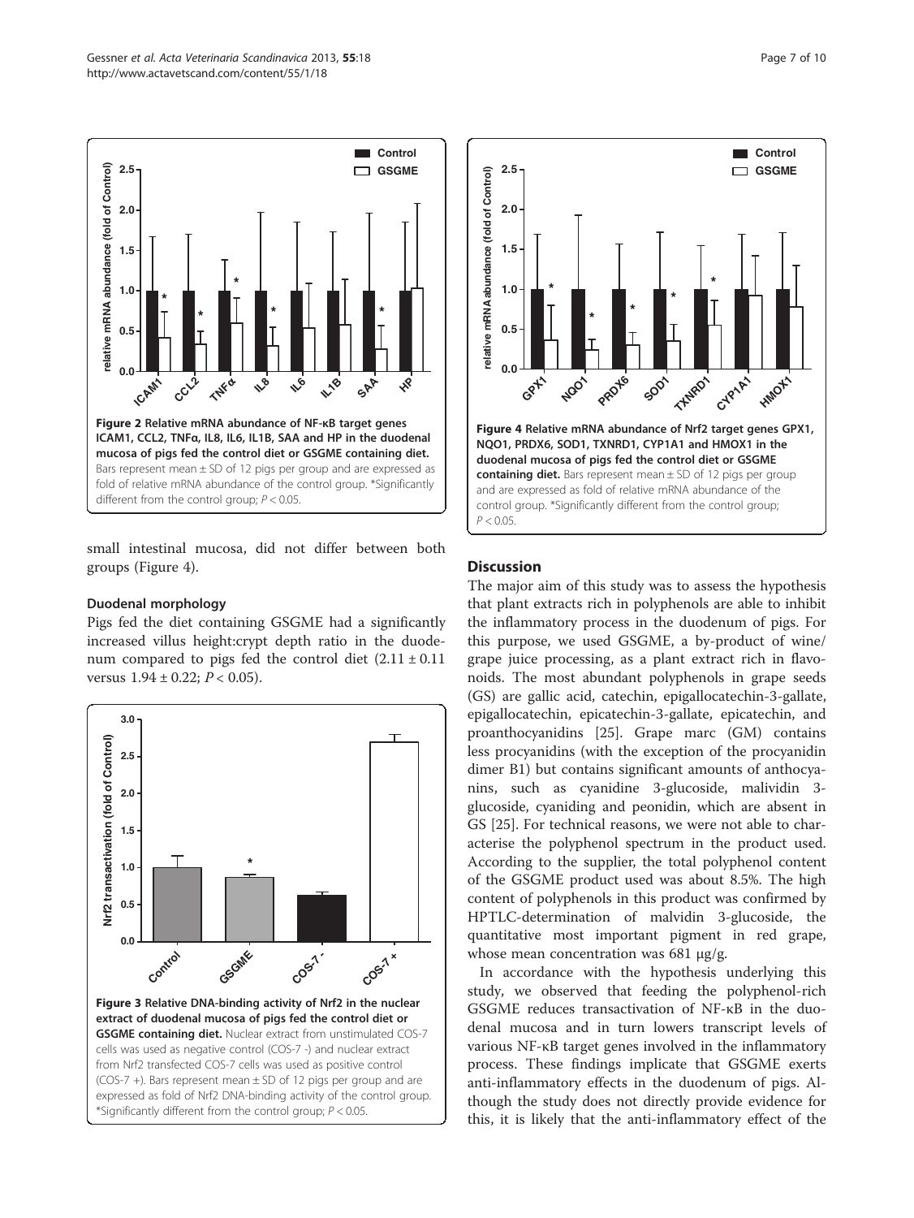Figure 2 Relative mRNA abundance of NF-κB target genes ICAM1, CCL2, TNFα, IL8, IL6, IL1B, SAA and HP in the duodenal mucosa of pigs fed the control diet or GSGME containing diet. Bars represent mean ± SD of 12 pigs per group and are expressed as fold of relative mRNA abundance of the control group. *Significantly different from the control group; $P < 0.05$.

small intestinal mucosa, did not differ between both groups (Figure 4).

### Duodenal morphology

Pigs fed the diet containing GSGME had a significantly increased villus height:crypt depth ratio in the duodenum compared to pigs fed the control diet ($2.11 \pm 0.11$ versus $1.94 \pm 0.22$; $P < 0.05$).

Figure 3 Relative DNA-binding activity of Nrf2 in the nuclear extract of duodenal mucosa of pigs fed the control diet or GSGME containing diet. Nuclear extract from unstimulated COS-7 cells was used as negative control (COS-7 -) and nuclear extract from Nrf2 transfected COS-7 cells was used as positive control (COS-7 +). Bars represent mean ± SD of 12 pigs per group and are expressed as fold of Nrf2 DNA-binding activity of the control group. *Significantly different from the control group; $P < 0.05$.

Figure 4 Relative mRNA abundance of Nrf2 target genes GPX1, NQO1, PRDX6, SOD1, TXNRD1, CYP1A1 and HMOX1 in the duodenal mucosa of pigs fed the control diet or GSGME containing diet. Bars represent mean ± SD of 12 pigs per group and are expressed as fold of relative mRNA abundance of the control group. *Significantly different from the control group; $P < 0.05$.

## Discussion

The major aim of this study was to assess the hypothesis that plant extracts rich in polyphenols are able to inhibit the inflammatory process in the duodenum of pigs. For this purpose, we used GSGME, a by-product of wine/grape juice processing, as a plant extract rich in flavonoids. The most abundant polyphenols in grape seeds (GS) are gallic acid, catechin, epigallocatechin-3-gallate, epigallocatechin, epicatechin-3-gallate, epicatechin, and proanthocyanidins [25]. Grape marc (GM) contains less procyanidins (with the exception of the procyanidin dimer B1) but contains significant amounts of anthocyanins, such as cyanidine 3-glucoside, malividin 3-glucoside, cyaniding and peonidin, which are absent in GS [25]. For technical reasons, we were not able to characterise the polyphenol spectrum in the product used. According to the supplier, the total polyphenol content of the GSGME product used was about 8.5%. The high content of polyphenols in this product was confirmed by HPTLC-determination of malvidin 3-glucoside, the quantitative most important pigment in red grape, whose mean concentration was 681 μg/g.

In accordance with the hypothesis underlying this study, we observed that feeding the polyphenol-rich GSGME reduces transactivation of NF-κB in the duodenal mucosa and in turn lowers transcript levels of various NF-κB target genes involved in the inflammatory process. These findings implicate that GSGME exerts anti-inflammatory effects in the duodenum of pigs. Although the study does not directly provide evidence for this, it is likely that the anti-inflammatory effect of the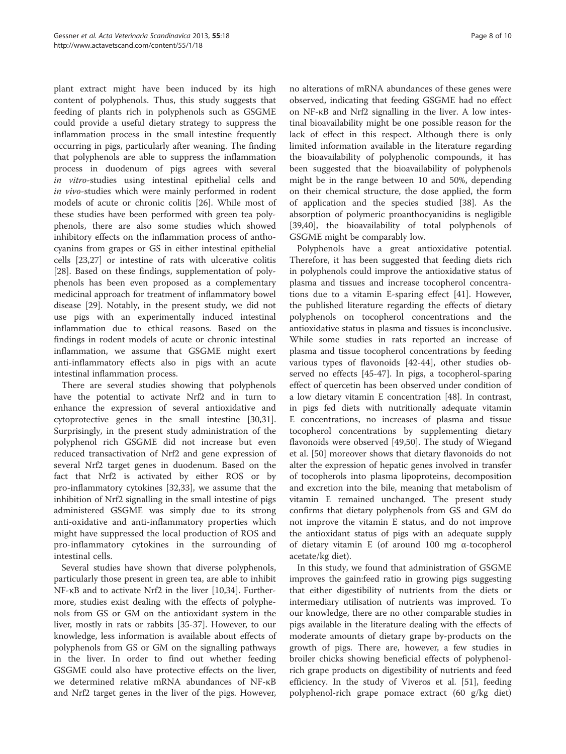plant extract might have been induced by its high content of polyphenols. Thus, this study suggests that feeding of plants rich in polyphenols such as GSGME could provide a useful dietary strategy to suppress the inflammation process in the small intestine frequently occurring in pigs, particularly after weaning. The finding that polyphenols are able to suppress the inflammation process in duodenum of pigs agrees with several *in vitro*-studies using intestinal epithelial cells and *in vivo*-studies which were mainly performed in rodent models of acute or chronic colitis [26]. While most of these studies have been performed with green tea polyphenols, there are also some studies which showed inhibitory effects on the inflammation process of anthocyanins from grapes or GS in either intestinal epithelial cells [23,27] or intestine of rats with ulcerative colitis [28]. Based on these findings, supplementation of polyphenols has been even proposed as a complementary medicinal approach for treatment of inflammatory bowel disease [29]. Notably, in the present study, we did not use pigs with an experimentally induced intestinal inflammation due to ethical reasons. Based on the findings in rodent models of acute or chronic intestinal inflammation, we assume that GSGME might exert anti-inflammatory effects also in pigs with an acute intestinal inflammation process.

There are several studies showing that polyphenols have the potential to activate Nrf2 and in turn to enhance the expression of several antioxidative and cytoprotective genes in the small intestine [30,31]. Surprisingly, in the present study administration of the polyphenol rich GSGME did not increase but even reduced transactivation of Nrf2 and gene expression of several Nrf2 target genes in duodenum. Based on the fact that Nrf2 is activated by either ROS or by pro-inflammatory cytokines [32,33], we assume that the inhibition of Nrf2 signalling in the small intestine of pigs administered GSGME was simply due to its strong anti-oxidative and anti-inflammatory properties which might have suppressed the local production of ROS and pro-inflammatory cytokines in the surrounding of intestinal cells.

Several studies have shown that diverse polyphenols, particularly those present in green tea, are able to inhibit NF-κB and to activate Nrf2 in the liver [10,34]. Furthermore, studies exist dealing with the effects of polyphenols from GS or GM on the antioxidant system in the liver, mostly in rats or rabbits [35-37]. However, to our knowledge, less information is available about effects of polyphenols from GS or GM on the signalling pathways in the liver. In order to find out whether feeding GSGME could also have protective effects on the liver, we determined relative mRNA abundances of NF-κB and Nrf2 target genes in the liver of the pigs. However, no alterations of mRNA abundances of these genes were observed, indicating that feeding GSGME had no effect on NF-κB and Nrf2 signalling in the liver. A low intestinal bioavailability might be one possible reason for the lack of effect in this respect. Although there is only limited information available in the literature regarding the bioavailability of polyphenolic compounds, it has been suggested that the bioavailability of polyphenols might be in the range between 10 and 50%, depending on their chemical structure, the dose applied, the form of application and the species studied [38]. As the absorption of polymeric proanthocyanidins is negligible [39,40], the bioavailability of total polyphenols of GSGME might be comparably low.

Polyphenols have a great antioxidative potential. Therefore, it has been suggested that feeding diets rich in polyphenols could improve the antioxidative status of plasma and tissues and increase tocopherol concentrations due to a vitamin E-sparing effect [41]. However, the published literature regarding the effects of dietary polyphenols on tocopherol concentrations and the antioxidative status in plasma and tissues is inconclusive. While some studies in rats reported an increase of plasma and tissue tocopherol concentrations by feeding various types of flavonoids [42-44], other studies observed no effects [45-47]. In pigs, a tocopherol-sparing effect of quercetin has been observed under condition of a low dietary vitamin E concentration [48]. In contrast, in pigs fed diets with nutritionally adequate vitamin E concentrations, no increases of plasma and tissue tocopherol concentrations by supplementing dietary flavonoids were observed [49,50]. The study of Wiegand et al. [50] moreover shows that dietary flavonoids do not alter the expression of hepatic genes involved in transfer of tocopherols into plasma lipoproteins, decomposition and excretion into the bile, meaning that metabolism of vitamin E remained unchanged. The present study confirms that dietary polyphenols from GS and GM do not improve the vitamin E status, and do not improve the antioxidant status of pigs with an adequate supply of dietary vitamin E (of around 100 mg α-tocopherol acetate/kg diet).

In this study, we found that administration of GSGME improves the gain:feed ratio in growing pigs suggesting that either digestibility of nutrients from the diets or intermediary utilisation of nutrients was improved. To our knowledge, there are no other comparable studies in pigs available in the literature dealing with the effects of moderate amounts of dietary grape by-products on the growth of pigs. There are, however, a few studies in broiler chicks showing beneficial effects of polyphenol-rich grape products on digestibility of nutrients and feed efficiency. In the study of Viveros et al. [51], feeding polyphenol-rich grape pomace extract (60 g/kg diet)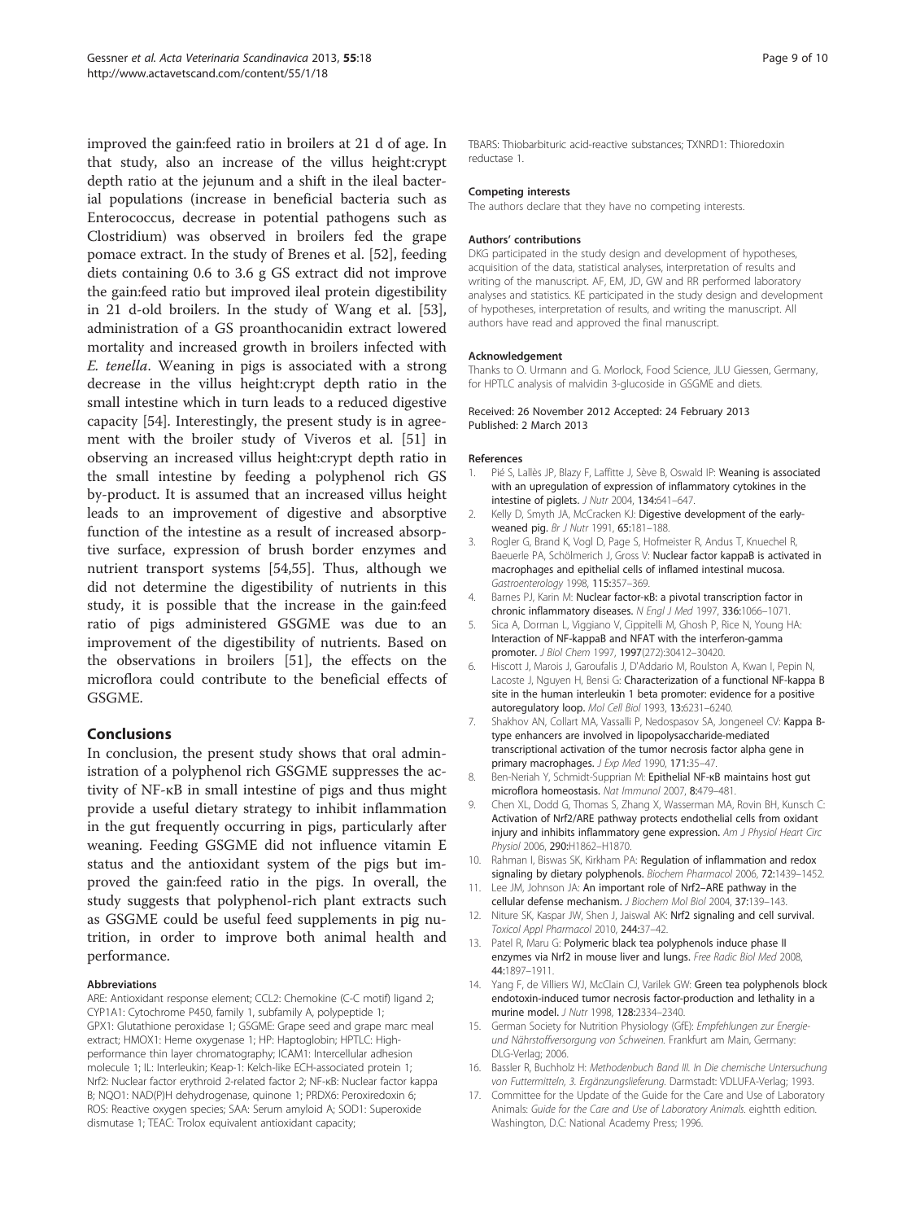improved the gain:feed ratio in broilers at 21 d of age. In that study, also an increase of the villus height:crypt depth ratio at the jejunum and a shift in the ileal bacterial populations (increase in beneficial bacteria such as Enterococcus, decrease in potential pathogens such as Clostridium) was observed in broilers fed the grape pomace extract. In the study of Brenes et al. [52], feeding diets containing 0.6 to 3.6 g GS extract did not improve the gain:feed ratio but improved ileal protein digestibility in 21 d-old broilers. In the study of Wang et al. [53], administration of a GS proanthocanidin extract lowered mortality and increased growth in broilers infected with *E. tenella*. Weaning in pigs is associated with a strong decrease in the villus height:crypt depth ratio in the small intestine which in turn leads to a reduced digestive capacity [54]. Interestingly, the present study is in agreement with the broiler study of Viveros et al. [51] in observing an increased villus height:crypt depth ratio in the small intestine by feeding a polyphenol rich GS by-product. It is assumed that an increased villus height leads to an improvement of digestive and absorptive function of the intestine as a result of increased absorptive surface, expression of brush border enzymes and nutrient transport systems [54,55]. Thus, although we did not determine the digestibility of nutrients in this study, it is possible that the increase in the gain:feed ratio of pigs administered GSGME was due to an improvement of the digestibility of nutrients. Based on the observations in broilers [51], the effects on the microflora could contribute to the beneficial effects of GSGME.

## Conclusions

In conclusion, the present study shows that oral administration of a polyphenol rich GSGME suppresses the activity of NF-κB in small intestine of pigs and thus might provide a useful dietary strategy to inhibit inflammation in the gut frequently occurring in pigs, particularly after weaning. Feeding GSGME did not influence vitamin E status and the antioxidant system of the pigs but improved the gain:feed ratio in the pigs. In overall, the study suggests that polyphenol-rich plant extracts such as GSGME could be useful feed supplements in pig nutrition, in order to improve both animal health and performance.

#### Abbreviations

ARE: Antioxidant response element; CCL2: Chemokine (C-C motif) ligand 2; CYP1A1: Cytochrome P450, family 1, subfamily A, polypeptide 1; GPX1: Glutathione peroxidase 1; GSGME: Grape seed and grape marc meal extract; HMOX1: Heme oxygenase 1; HP: Haptoglobin; HPTLC: High-performance thin layer chromatography; ICAM1: Intercellular adhesion molecule 1; IL: Interleukin; Keap-1: Kelch-like ECH-associated protein 1; Nrf2: Nuclear factor erythroid 2-related factor 2; NF-κB: Nuclear factor kappa B; NQO1: NAD(P)H dehydrogenase, quinone 1; PRDX6: Peroxiredoxin 6; ROS: Reactive oxygen species; SAA: Serum amyloid A; SOD1: Superoxide dismutase 1; TEAC: Trolox equivalent antioxidant capacity; TBARS: Thiobarbituric acid-reactive substances; TXNRD1: Thioredoxin reductase 1.

#### Competing interests

The authors declare that they have no competing interests.

#### Authors' contributions

DKG participated in the study design and development of hypotheses, acquisition of the data, statistical analyses, interpretation of results and writing of the manuscript. AF, EM, JD, GW and RR performed laboratory analyses and statistics. KE participated in the study design and development of hypotheses, interpretation of results, and writing the manuscript. All authors have read and approved the final manuscript.

#### Acknowledgement

Thanks to O. Urmann and G. Morlock, Food Science, JLU Giessen, Germany, for HPTLC analysis of malvidin 3-glucoside in GSGME and diets.

Received: 26 November 2012 Accepted: 24 February 2013
Published: 2 March 2013

#### References

1. Pié S, Lallès JP, Blazy F, Laffitte J, Sève B, Oswald IP: **Weaning is associated with an upregulation of expression of inflammatory cytokines in the intestine of piglets.** *J Nutr* 2004, **134:**641–647.
2. Kelly D, Smyth JA, McCracken KJ: **Digestive development of the early-weaned pig.** *Br J Nutr* 1991, **65:**181–188.
3. Rogler G, Brand K, Vogl D, Page S, Hofmeister R, Andus T, Knuechel R, Baeuerle PA, Schölmerich J, Gross V: **Nuclear factor kappaB is activated in macrophages and epithelial cells of inflamed intestinal mucosa.** *Gastroenterology* 1998, **115:**357–369.
4. Barnes PJ, Karin M: **Nuclear factor-κB: a pivotal transcription factor in chronic inflammatory diseases.** *N Engl J Med* 1997, **336:**1066–1071.
5. Sica A, Dorman L, Viggiano V, Cippitelli M, Ghosh P, Rice N, Young HA: **Interaction of NF-kappaB and NFAT with the interferon-gamma promoter.** *J Biol Chem* 1997, **1997**(272):30412–30420.
6. Hiscott J, Marois J, Garoufalis J, D'Addario M, Roulston A, Kwan I, Pepin N, Lacoste J, Nguyen H, Bensi G: **Characterization of a functional NF-kappa B site in the human interleukin 1 beta promoter: evidence for a positive autoregulatory loop.** *Mol Cell Biol* 1993, **13:**6231–6240.
7. Shakhov AN, Collart MA, Vassalli P, Nedospasov SA, Jongeneel CV: **Kappa B-type enhancers are involved in lipopolysaccharide-mediated transcriptional activation of the tumor necrosis factor alpha gene in primary macrophages.** *J Exp Med* 1990, **171:**35–47.
8. Ben-Neriah Y, Schmidt-Supprian M: **Epithelial NF-κB maintains host gut microflora homeostasis.** *Nat Immunol* 2007, **8:**479–481.
9. Chen XL, Dodd G, Thomas S, Zhang X, Wasserman MA, Rovin BH, Kunsch C: **Activation of Nrf2/ARE pathway protects endothelial cells from oxidant injury and inhibits inflammatory gene expression.** *Am J Physiol Heart Circ Physiol* 2006, **290:**H1862–H1870.
10. Rahman I, Biswas SK, Kirkham PA: **Regulation of inflammation and redox signaling by dietary polyphenols.** *Biochem Pharmacol* 2006, **72:**1439–1452.
11. Lee JM, Johnson JA: **An important role of Nrf2–ARE pathway in the cellular defense mechanism.** *J Biochem Mol Biol* 2004, **37:**139–143.
12. Niture SK, Kaspar JW, Shen J, Jaiswal AK: **Nrf2 signaling and cell survival.** *Toxicol Appl Pharmacol* 2010, **244:**37–42.
13. Patel R, Maru G: **Polymeric black tea polyphenols induce phase II enzymes via Nrf2 in mouse liver and lungs.** *Free Radic Biol Med* 2008, **44:**1897–1911.
14. Yang F, de Villiers WJ, McClain CJ, Varilek GW: **Green tea polyphenols block endotoxin-induced tumor necrosis factor-production and lethality in a murine model.** *J Nutr* 1998, **128:**2334–2340.
15. German Society for Nutrition Physiology (GfE): *Empfehlungen zur Energie- und Nährstoffversorgung von Schweinen.* Frankfurt am Main, Germany: DLG-Verlag; 2006.
16. Bassler R, Buchholz H: *Methodenbuch Band III. In Die chemische Untersuchung von Futtermitteln, 3. Ergänzungslieferung.* Darmstadt: VDLUFA-Verlag; 1993.
17. Committee for the Update of the Guide for the Care and Use of Laboratory Animals: *Guide for the Care and Use of Laboratory Animals.* eightth edition. Washington, D.C: National Academy Press; 1996.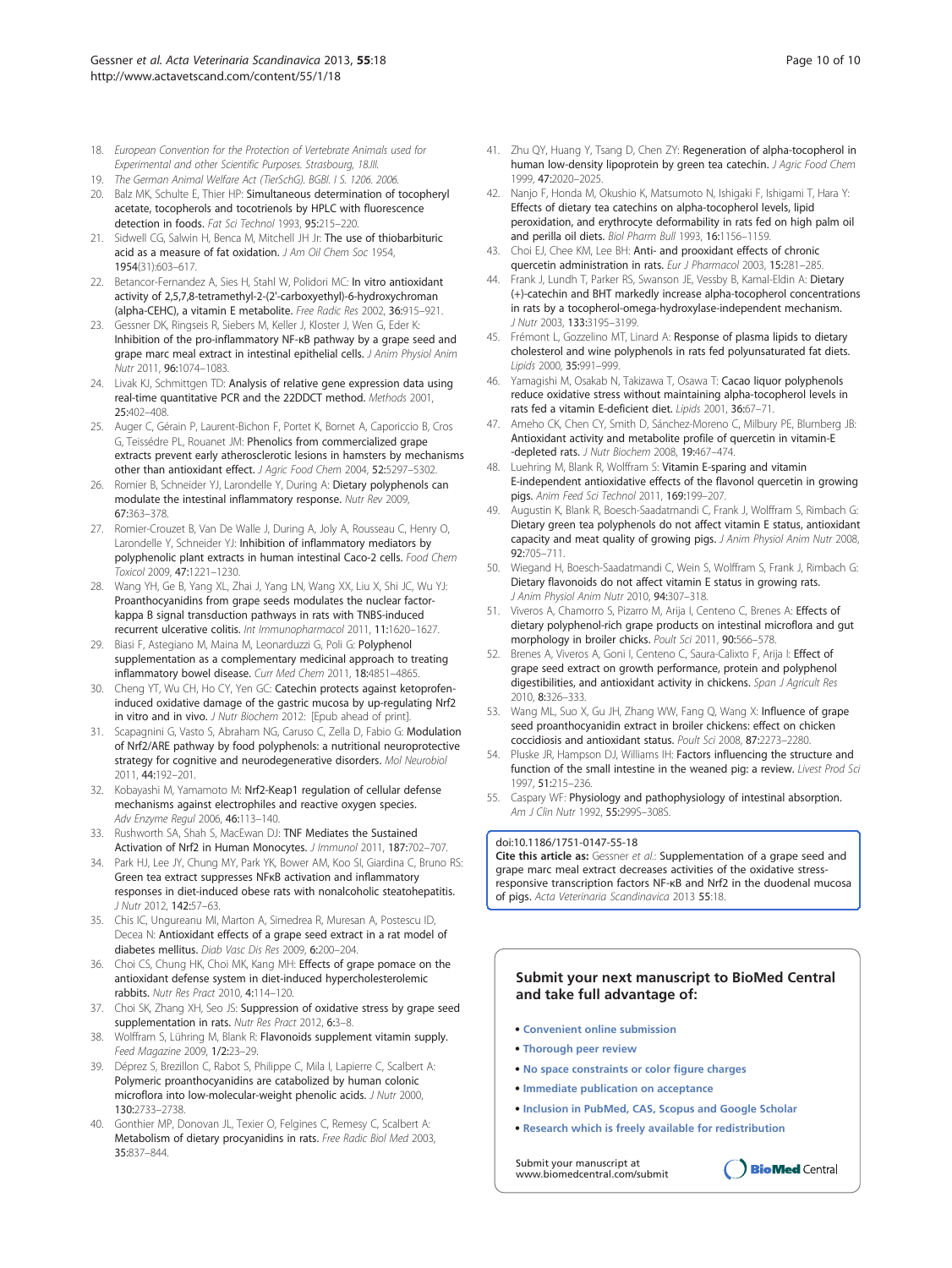18. European Convention for the Protection of Vertebrate Animals used for Experimental and other Scientific Purposes. Strasbourg, 18.III.
19. The German Animal Welfare Act (TierSchG). BGBl. I S. 1206. 2006.
20. Balz MK, Schulte E, Thier HP: Simultaneous determination of tocopheryl acetate, tocopherols and tocotrienols by HPLC with fluorescence detection in foods. Fat Sci Technol 1993, 95:215–220.
21. Sidwell CG, Salwin H, Benca M, Mitchell JH Jr: The use of thiobarbituric acid as a measure of fat oxidation. J Am Oil Chem Soc 1954, 1954(31):603–617.
22. Betancor-Fernandez A, Sies H, Stahl W, Polidori MC: In vitro antioxidant activity of 2,5,7,8-tetramethyl-2-(2'-carboxyethyl)-6-hydroxychroman (alpha-CEHC), a vitamin E metabolite. Free Radic Res 2002, 36:915–921.
23. Gessner DK, Ringseis R, Siebers M, Keller J, Kloster J, Wen G, Eder K: Inhibition of the pro-inflammatory NF-κB pathway by a grape seed and grape marc meal extract in intestinal epithelial cells. J Anim Physiol Anim Nutr 2011, 96:1074–1083.
24. Livak KJ, Schmittgen TD: Analysis of relative gene expression data using real-time quantitative PCR and the 22DDCT method. Methods 2001, 25:402–408.
25. Auger C, Gérain P, Laurent-Bichon F, Portet K, Bornet A, Caporiccio B, Cros G, Teissédre PL, Rouanet JM: Phenolics from commercialized grape extracts prevent early atherosclerotic lesions in hamsters by mechanisms other than antioxidant effect. J Agric Food Chem 2004, 52:5297–5302.
26. Romier B, Schneider YJ, Larondelle Y, During A: Dietary polyphenols can modulate the intestinal inflammatory response. Nutr Rev 2009, 67:363–378.
27. Romier-Crouzet B, Van De Walle J, During A, Joly A, Rousseau C, Henry O, Larondelle Y, Schneider YJ: Inhibition of inflammatory mediators by polyphenolic plant extracts in human intestinal Caco-2 cells. Food Chem Toxicol 2009, 47:1221–1230.
28. Wang YH, Ge B, Yang XL, Zhai J, Yang LN, Wang XX, Liu X, Shi JC, Wu YJ: Proanthocyanidins from grape seeds modulates the nuclear factor-kappa B signal transduction pathways in rats with TNBS-induced recurrent ulcerative colitis. Int Immunopharmacol 2011, 11:1620–1627.
29. Biasi F, Astegiano M, Maina M, Leonarduzzi G, Poli G: Polyphenol supplementation as a complementary medicinal approach to treating inflammatory bowel disease. Curr Med Chem 2011, 18:4851–4865.
30. Cheng YT, Wu CH, Ho CY, Yen GC: Catechin protects against ketoprofen-induced oxidative damage of the gastric mucosa by up-regulating Nrf2 in vitro and in vivo. J Nutr Biochem 2012: [Epub ahead of print].
31. Scapagnini G, Vasto S, Abraham NG, Caruso C, Zella D, Fabio G: Modulation of Nrf2/ARE pathway by food polyphenols: a nutritional neuroprotective strategy for cognitive and neurodegenerative disorders. Mol Neurobiol 2011, 44:192–201.
32. Kobayashi M, Yamamoto M: Nrf2-Keap1 regulation of cellular defense mechanisms against electrophiles and reactive oxygen species. Adv Enzyme Regul 2006, 46:113–140.
33. Rushworth SA, Shah S, MacEwan DJ: TNF Mediates the Sustained Activation of Nrf2 in Human Monocytes. J Immunol 2011, 187:702–707.
34. Park HJ, Lee JY, Chung MY, Park YK, Bower AM, Koo SI, Giardina C, Bruno RS: Green tea extract suppresses NFκB activation and inflammatory responses in diet-induced obese rats with nonalcoholic steatohepatitis. J Nutr 2012, 142:57–63.
35. Chis IC, Ungureanu MI, Marton A, Simedrea R, Muresan A, Postescu ID, Decea N: Antioxidant effects of a grape seed extract in a rat model of diabetes mellitus. Diab Vasc Dis Res 2009, 6:200–204.
36. Choi CS, Chung HK, Choi MK, Kang MH: Effects of grape pomace on the antioxidant defense system in diet-induced hypercholesterolemic rabbits. Nutr Res Pract 2010, 4:114–120.
37. Choi SK, Zhang XH, Seo JS: Suppression of oxidative stress by grape seed supplementation in rats. Nutr Res Pract 2012, 6:3–8.
38. Wolffram S, Lühring M, Blank R: Flavonoids supplement vitamin supply. Feed Magazine 2009, 1/2:23–29.
39. Déprez S, Brezillon C, Rabot S, Philippe C, Mila I, Lapierre C, Scalbert A: Polymeric proanthocyanidins are catabolized by human colonic microflora into low-molecular-weight phenolic acids. J Nutr 2000, 130:2733–2738.
40. Gonthier MP, Donovan JL, Texier O, Felgines C, Remesy C, Scalbert A: Metabolism of dietary procyanidins in rats. Free Radic Biol Med 2003, 35:837–844.
41. Zhu QY, Huang Y, Tsang D, Chen ZY: Regeneration of alpha-tocopherol in human low-density lipoprotein by green tea catechin. J Agric Food Chem 1999, 47:2020–2025.
42. Nanjo F, Honda M, Okushio K, Matsumoto N, Ishigaki F, Ishigami T, Hara Y: Effects of dietary tea catechins on alpha-tocopherol levels, lipid peroxidation, and erythrocyte deformability in rats fed on high palm oil and perilla oil diets. Biol Pharm Bull 1993, 16:1156–1159.
43. Choi EJ, Chee KM, Lee BH: Anti- and prooxidant effects of chronic quercetin administration in rats. Eur J Pharmacol 2003, 15:281–285.
44. Frank J, Lundh T, Parker RS, Swanson JE, Vessby B, Kamal-Eldin A: Dietary (+)-catechin and BHT markedly increase alpha-tocopherol concentrations in rats by a tocopherol-omega-hydroxylase-independent mechanism. J Nutr 2003, 133:3195–3199.
45. Frémont L, Gozzelino MT, Linard A: Response of plasma lipids to dietary cholesterol and wine polyphenols in rats fed polyunsaturated fat diets. Lipids 2000, 35:991–999.
46. Yamagishi M, Osakab N, Takizawa T, Osawa T: Cacao liquor polyphenols reduce oxidative stress without maintaining alpha-tocopherol levels in rats fed a vitamin E-deficient diet. Lipids 2001, 36:67–71.
47. Ameho CK, Chen CY, Smith D, Sánchez-Moreno C, Milbury PE, Blumberg JB: Antioxidant activity and metabolite profile of quercetin in vitamin-E -depleted rats. J Nutr Biochem 2008, 19:467–474.
48. Luehring M, Blank R, Wolffram S: Vitamin E-sparing and vitamin E-independent antioxidative effects of the flavonol quercetin in growing pigs. Anim Feed Sci Technol 2011, 169:199–207.
49. Augustin K, Blank R, Boesch-Saadatmandi C, Frank J, Wolffram S, Rimbach G: Dietary green tea polyphenols do not affect vitamin E status, antioxidant capacity and meat quality of growing pigs. J Anim Physiol Anim Nutr 2008, 92:705–711.
50. Wiegand H, Boesch-Saadatmandi C, Wein S, Wolffram S, Frank J, Rimbach G: Dietary flavonoids do not affect vitamin E status in growing rats. J Anim Physiol Anim Nutr 2010, 94:307–318.
51. Viveros A, Chamorro S, Pizarro M, Arija I, Centeno C, Brenes A: Effects of dietary polyphenol-rich grape products on intestinal microflora and gut morphology in broiler chicks. Poult Sci 2011, 90:566–578.
52. Brenes A, Viveros A, Goni I, Centeno C, Saura-Calixto F, Arija I: Effect of grape seed extract on growth performance, protein and polyphenol digestibilities, and antioxidant activity in chickens. Span J Agricult Res 2010, 8:326–333.
53. Wang ML, Suo X, Gu JH, Zhang WW, Fang Q, Wang X: Influence of grape seed proanthocyanidin extract in broiler chickens: effect on chicken coccidiosis and antioxidant status. Poult Sci 2008, 87:2273–2280.
54. Pluske JR, Hampson DJ, Williams IH: Factors influencing the structure and function of the small intestine in the weaned pig: a review. Livest Prod Sci 1997, 51:215–236.
55. Caspary WF: Physiology and pathophysiology of intestinal absorption. Am J Clin Nutr 1992, 55:299S–308S.

doi:10.1186/1751-0147-55-18
**Cite this article as:** Gessner *et al.*: Supplementation of a grape seed and grape marc meal extract decreases activities of the oxidative stress-responsive transcription factors NF-κB and Nrf2 in the duodenal mucosa of pigs. *Acta Veterinaria Scandinavica* 2013 55:18.

**Submit your next manuscript to BioMed Central and take full advantage of:**

- **Convenient online submission**
- **Thorough peer review**
- **No space constraints or color figure charges**
- **Immediate publication on acceptance**
- **Inclusion in PubMed, CAS, Scopus and Google Scholar**
- **Research which is freely available for redistribution**

Submit your manuscript at
www.biomedcentral.com/submit

BioMed Central